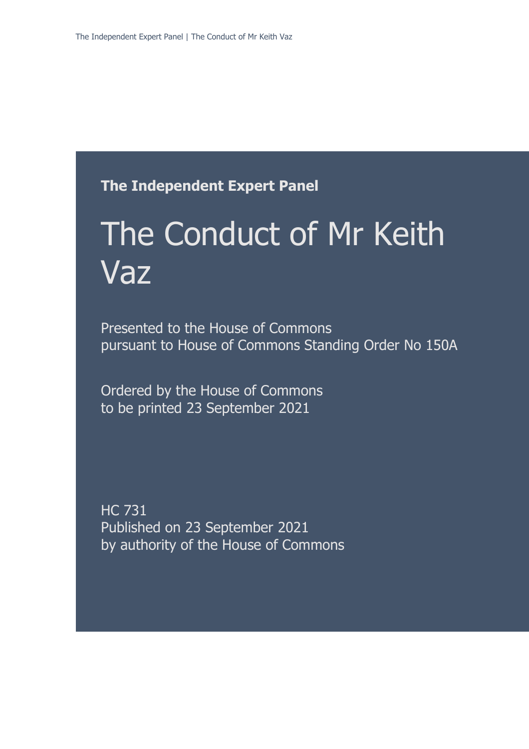**The Independent Expert Panel**

# The Conduct of Mr Keith Vaz

Presented to the House of Commons
pursuant to House of Commons Standing Order No 150A

Ordered by the House of Commons
to be printed 23 September 2021

HC 731
Published on 23 September 2021
by authority of the House of Commons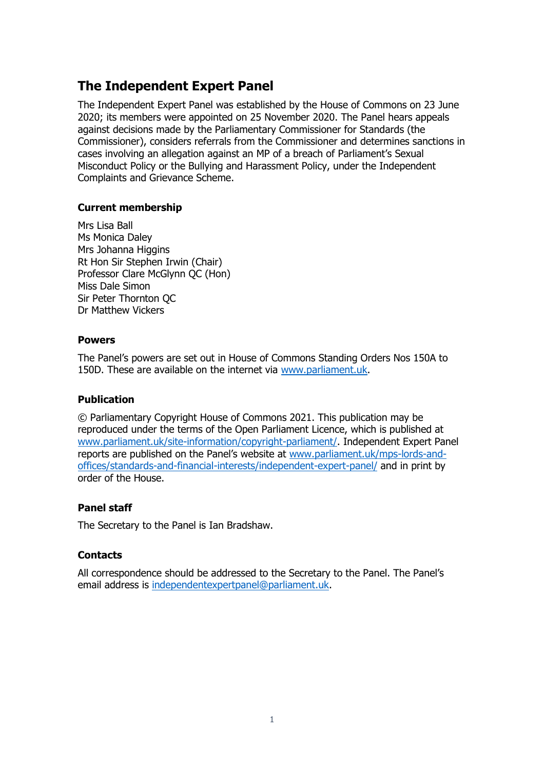# The Independent Expert Panel

The Independent Expert Panel was established by the House of Commons on 23 June 2020; its members were appointed on 25 November 2020. The Panel hears appeals against decisions made by the Parliamentary Commissioner for Standards (the Commissioner), considers referrals from the Commissioner and determines sanctions in cases involving an allegation against an MP of a breach of Parliament's Sexual Misconduct Policy or the Bullying and Harassment Policy, under the Independent Complaints and Grievance Scheme.

### Current membership

Mrs Lisa Ball
Ms Monica Daley
Mrs Johanna Higgins
Rt Hon Sir Stephen Irwin (Chair)
Professor Clare McGlynn QC (Hon)
Miss Dale Simon
Sir Peter Thornton QC
Dr Matthew Vickers

### Powers

The Panel's powers are set out in House of Commons Standing Orders Nos 150A to 150D. These are available on the internet via [www.parliament.uk](http://www.parliament.uk).

### Publication

© Parliamentary Copyright House of Commons 2021. This publication may be reproduced under the terms of the Open Parliament Licence, which is published at [www.parliament.uk/site-information/copyright-parliament/](http://www.parliament.uk/site-information/copyright-parliament/). Independent Expert Panel reports are published on the Panel's website at [www.parliament.uk/mps-lords-and-offices/standards-and-financial-interests/independent-expert-panel/](http://www.parliament.uk/mps-lords-and-offices/standards-and-financial-interests/independent-expert-panel/) and in print by order of the House.

### Panel staff

The Secretary to the Panel is Ian Bradshaw.

### Contacts

All correspondence should be addressed to the Secretary to the Panel. The Panel's email address is [independentexpertpanel@parliament.uk](mailto:independentexpertpanel@parliament.uk).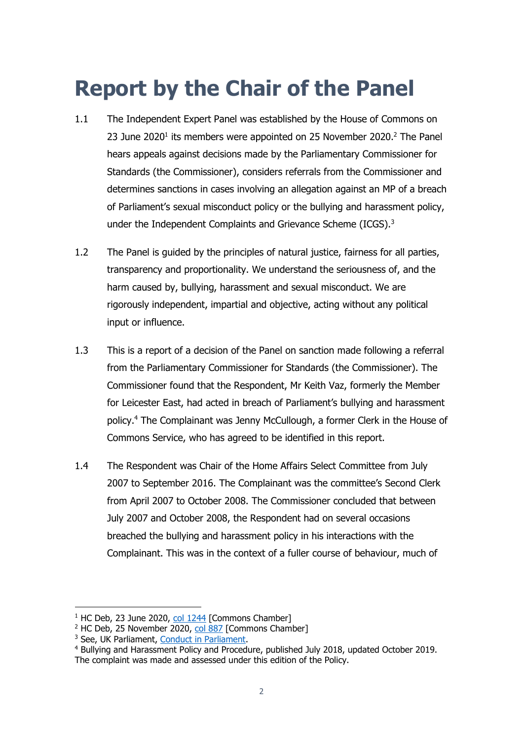# Report by the Chair of the Panel

1.1 The Independent Expert Panel was established by the House of Commons on 23 June 2020[1] its members were appointed on 25 November 2020.[2] The Panel hears appeals against decisions made by the Parliamentary Commissioner for Standards (the Commissioner), considers referrals from the Commissioner and determines sanctions in cases involving an allegation against an MP of a breach of Parliament's sexual misconduct policy or the bullying and harassment policy, under the Independent Complaints and Grievance Scheme (ICGS).[3]

1.2 The Panel is guided by the principles of natural justice, fairness for all parties, transparency and proportionality. We understand the seriousness of, and the harm caused by, bullying, harassment and sexual misconduct. We are rigorously independent, impartial and objective, acting without any political input or influence.

1.3 This is a report of a decision of the Panel on sanction made following a referral from the Parliamentary Commissioner for Standards (the Commissioner). The Commissioner found that the Respondent, Mr Keith Vaz, formerly the Member for Leicester East, had acted in breach of Parliament's bullying and harassment policy.[4] The Complainant was Jenny McCullough, a former Clerk in the House of Commons Service, who has agreed to be identified in this report.

1.4 The Respondent was Chair of the Home Affairs Select Committee from July 2007 to September 2016. The Complainant was the committee's Second Clerk from April 2007 to October 2008. The Commissioner concluded that between July 2007 and October 2008, the Respondent had on several occasions breached the bullying and harassment policy in his interactions with the Complainant. This was in the context of a fuller course of behaviour, much of

---

[1] HC Deb, 23 June 2020, col 1244 [Commons Chamber]

[2] HC Deb, 25 November 2020, col 887 [Commons Chamber]

[3] See, UK Parliament, Conduct in Parliament.

[4] Bullying and Harassment Policy and Procedure, published July 2018, updated October 2019. The complaint was made and assessed under this edition of the Policy.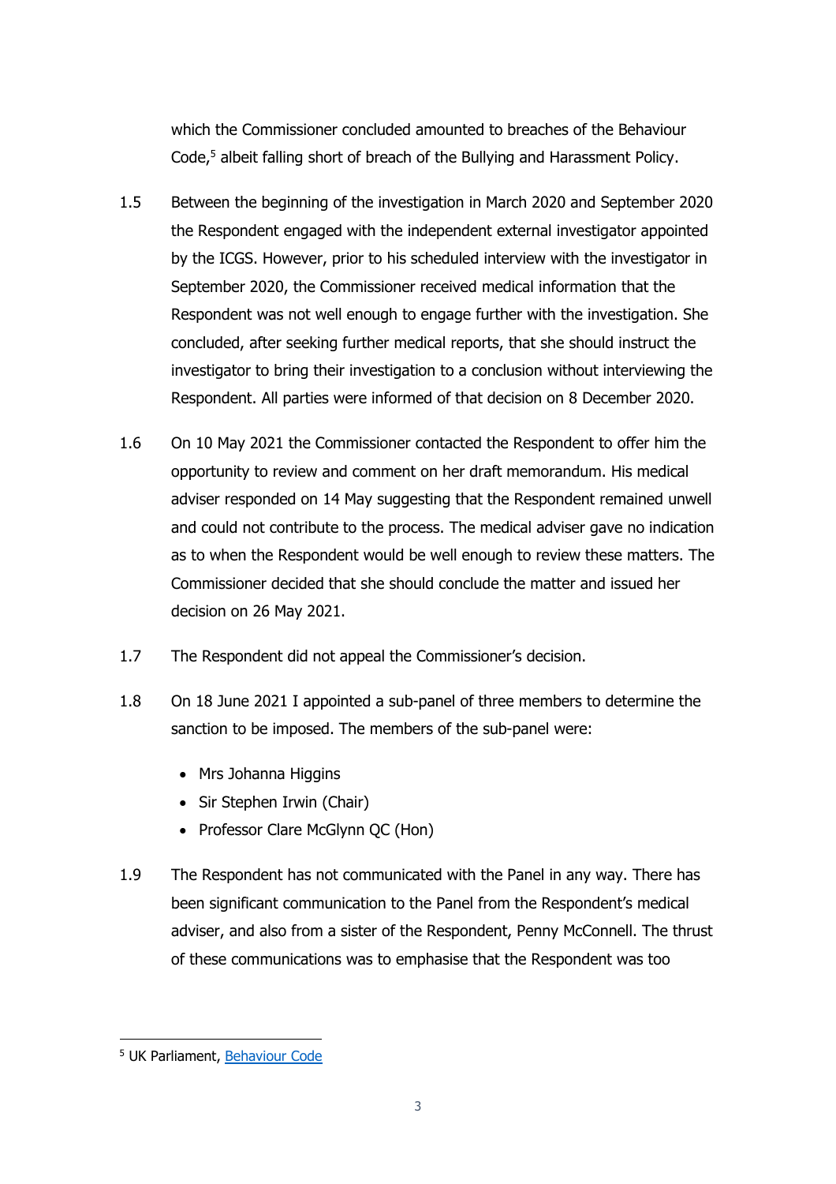which the Commissioner concluded amounted to breaches of the Behaviour Code,[5] albeit falling short of breach of the Bullying and Harassment Policy.

1.5 Between the beginning of the investigation in March 2020 and September 2020 the Respondent engaged with the independent external investigator appointed by the ICGS. However, prior to his scheduled interview with the investigator in September 2020, the Commissioner received medical information that the Respondent was not well enough to engage further with the investigation. She concluded, after seeking further medical reports, that she should instruct the investigator to bring their investigation to a conclusion without interviewing the Respondent. All parties were informed of that decision on 8 December 2020.

1.6 On 10 May 2021 the Commissioner contacted the Respondent to offer him the opportunity to review and comment on her draft memorandum. His medical adviser responded on 14 May suggesting that the Respondent remained unwell and could not contribute to the process. The medical adviser gave no indication as to when the Respondent would be well enough to review these matters. The Commissioner decided that she should conclude the matter and issued her decision on 26 May 2021.

1.7 The Respondent did not appeal the Commissioner's decision.

1.8 On 18 June 2021 I appointed a sub-panel of three members to determine the sanction to be imposed. The members of the sub-panel were:

- Mrs Johanna Higgins
- Sir Stephen Irwin (Chair)
- Professor Clare McGlynn QC (Hon)

1.9 The Respondent has not communicated with the Panel in any way. There has been significant communication to the Panel from the Respondent's medical adviser, and also from a sister of the Respondent, Penny McConnell. The thrust of these communications was to emphasise that the Respondent was too

---

[5] UK Parliament, [Behaviour Code]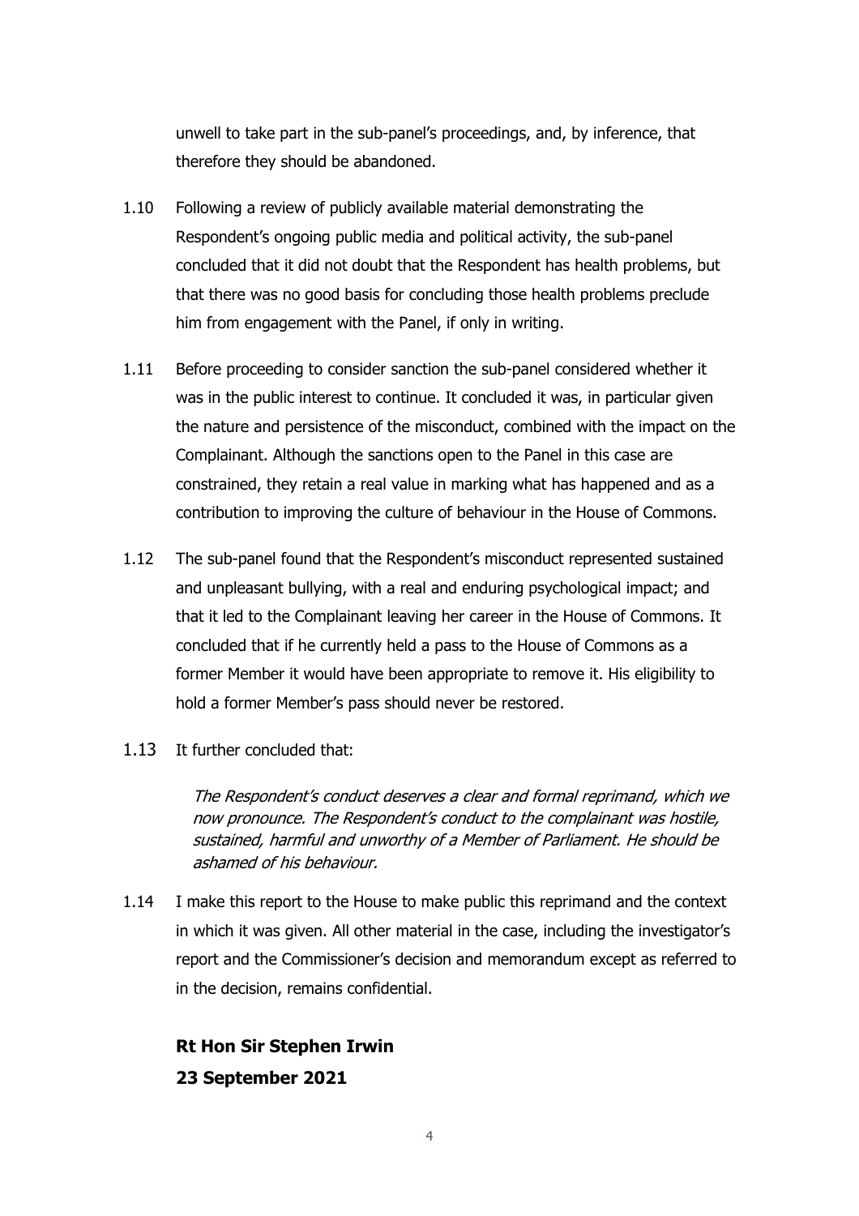unwell to take part in the sub-panel's proceedings, and, by inference, that therefore they should be abandoned.

1.10 Following a review of publicly available material demonstrating the Respondent's ongoing public media and political activity, the sub-panel concluded that it did not doubt that the Respondent has health problems, but that there was no good basis for concluding those health problems preclude him from engagement with the Panel, if only in writing.

1.11 Before proceeding to consider sanction the sub-panel considered whether it was in the public interest to continue. It concluded it was, in particular given the nature and persistence of the misconduct, combined with the impact on the Complainant. Although the sanctions open to the Panel in this case are constrained, they retain a real value in marking what has happened and as a contribution to improving the culture of behaviour in the House of Commons.

1.12 The sub-panel found that the Respondent's misconduct represented sustained and unpleasant bullying, with a real and enduring psychological impact; and that it led to the Complainant leaving her career in the House of Commons. It concluded that if he currently held a pass to the House of Commons as a former Member it would have been appropriate to remove it. His eligibility to hold a former Member's pass should never be restored.

1.13 It further concluded that:

> *The Respondent's conduct deserves a clear and formal reprimand, which we now pronounce. The Respondent's conduct to the complainant was hostile, sustained, harmful and unworthy of a Member of Parliament. He should be ashamed of his behaviour.*

1.14 I make this report to the House to make public this reprimand and the context in which it was given. All other material in the case, including the investigator's report and the Commissioner's decision and memorandum except as referred to in the decision, remains confidential.

**Rt Hon Sir Stephen Irwin**

**23 September 2021**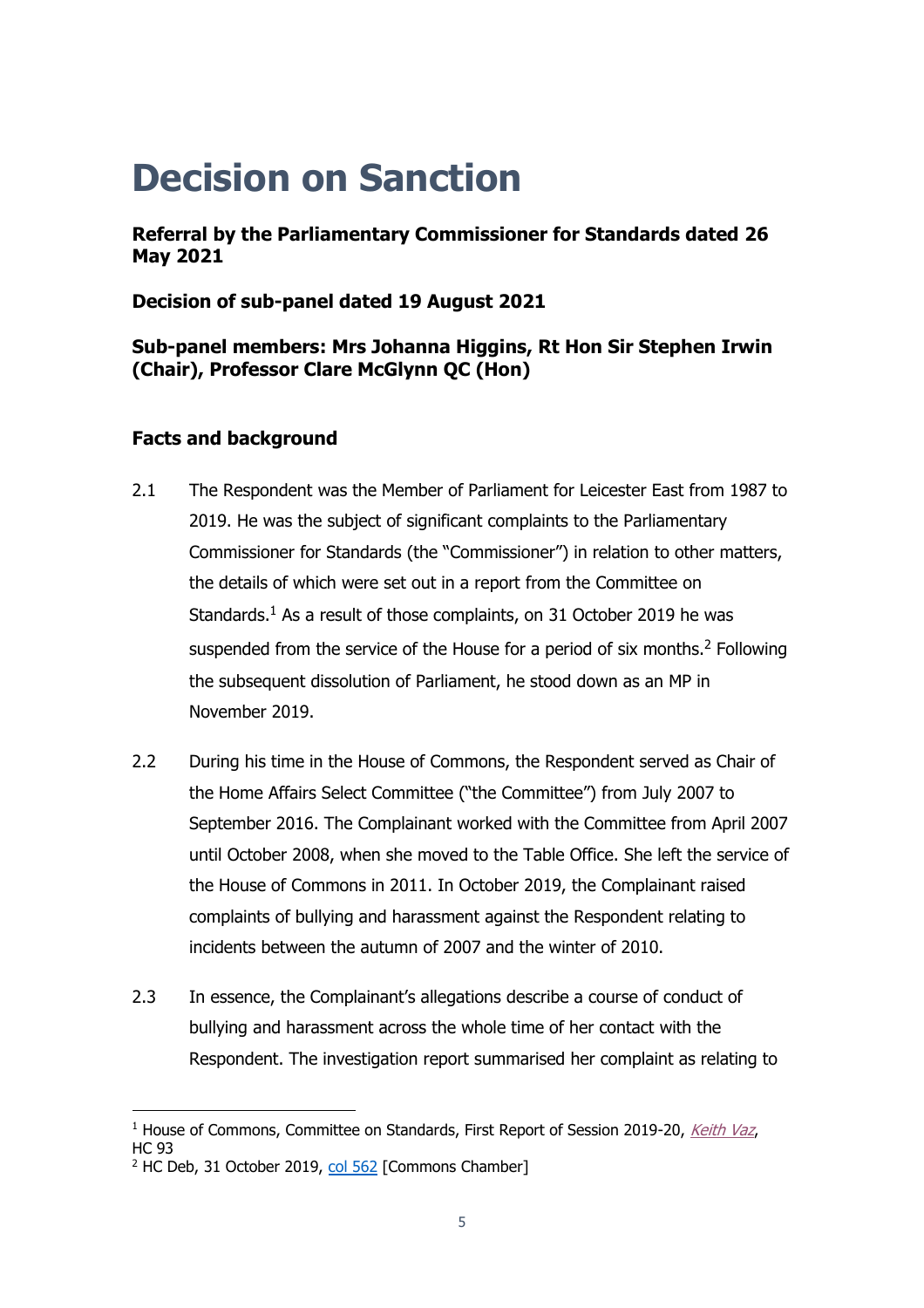# Decision on Sanction

**Referral by the Parliamentary Commissioner for Standards dated 26 May 2021**

**Decision of sub-panel dated 19 August 2021**

**Sub-panel members: Mrs Johanna Higgins, Rt Hon Sir Stephen Irwin (Chair), Professor Clare McGlynn QC (Hon)**

## Facts and background

2.1 The Respondent was the Member of Parliament for Leicester East from 1987 to 2019. He was the subject of significant complaints to the Parliamentary Commissioner for Standards (the "Commissioner") in relation to other matters, the details of which were set out in a report from the Committee on Standards.[1] As a result of those complaints, on 31 October 2019 he was suspended from the service of the House for a period of six months.[2] Following the subsequent dissolution of Parliament, he stood down as an MP in November 2019.

2.2 During his time in the House of Commons, the Respondent served as Chair of the Home Affairs Select Committee ("the Committee") from July 2007 to September 2016. The Complainant worked with the Committee from April 2007 until October 2008, when she moved to the Table Office. She left the service of the House of Commons in 2011. In October 2019, the Complainant raised complaints of bullying and harassment against the Respondent relating to incidents between the autumn of 2007 and the winter of 2010.

2.3 In essence, the Complainant's allegations describe a course of conduct of bullying and harassment across the whole time of her contact with the Respondent. The investigation report summarised her complaint as relating to

---

[1] House of Commons, Committee on Standards, First Report of Session 2019-20, *Keith Vaz*, HC 93

[2] HC Deb, 31 October 2019, col 562 [Commons Chamber]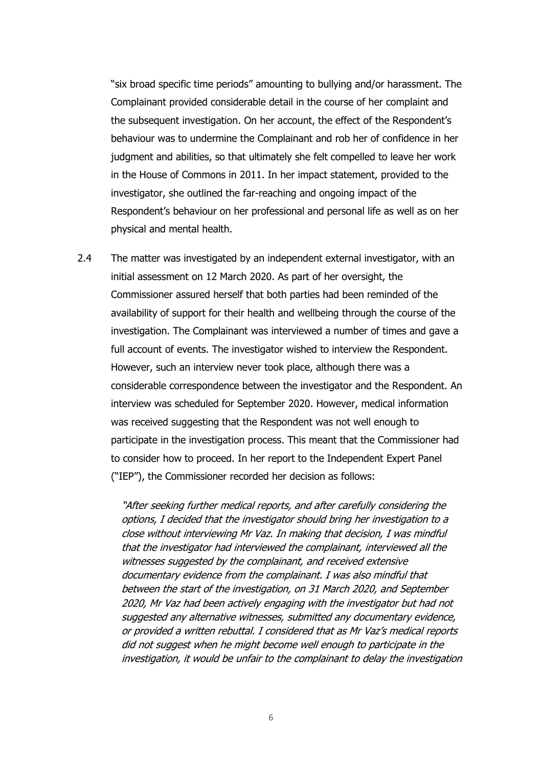"six broad specific time periods" amounting to bullying and/or harassment. The Complainant provided considerable detail in the course of her complaint and the subsequent investigation. On her account, the effect of the Respondent's behaviour was to undermine the Complainant and rob her of confidence in her judgment and abilities, so that ultimately she felt compelled to leave her work in the House of Commons in 2011. In her impact statement, provided to the investigator, she outlined the far-reaching and ongoing impact of the Respondent's behaviour on her professional and personal life as well as on her physical and mental health.

2.4 The matter was investigated by an independent external investigator, with an initial assessment on 12 March 2020. As part of her oversight, the Commissioner assured herself that both parties had been reminded of the availability of support for their health and wellbeing through the course of the investigation. The Complainant was interviewed a number of times and gave a full account of events. The investigator wished to interview the Respondent. However, such an interview never took place, although there was a considerable correspondence between the investigator and the Respondent. An interview was scheduled for September 2020. However, medical information was received suggesting that the Respondent was not well enough to participate in the investigation process. This meant that the Commissioner had to consider how to proceed. In her report to the Independent Expert Panel ("IEP"), the Commissioner recorded her decision as follows:

> *"After seeking further medical reports, and after carefully considering the options, I decided that the investigator should bring her investigation to a close without interviewing Mr Vaz. In making that decision, I was mindful that the investigator had interviewed the complainant, interviewed all the witnesses suggested by the complainant, and received extensive documentary evidence from the complainant. I was also mindful that between the start of the investigation, on 31 March 2020, and September 2020, Mr Vaz had been actively engaging with the investigator but had not suggested any alternative witnesses, submitted any documentary evidence, or provided a written rebuttal. I considered that as Mr Vaz's medical reports did not suggest when he might become well enough to participate in the investigation, it would be unfair to the complainant to delay the investigation*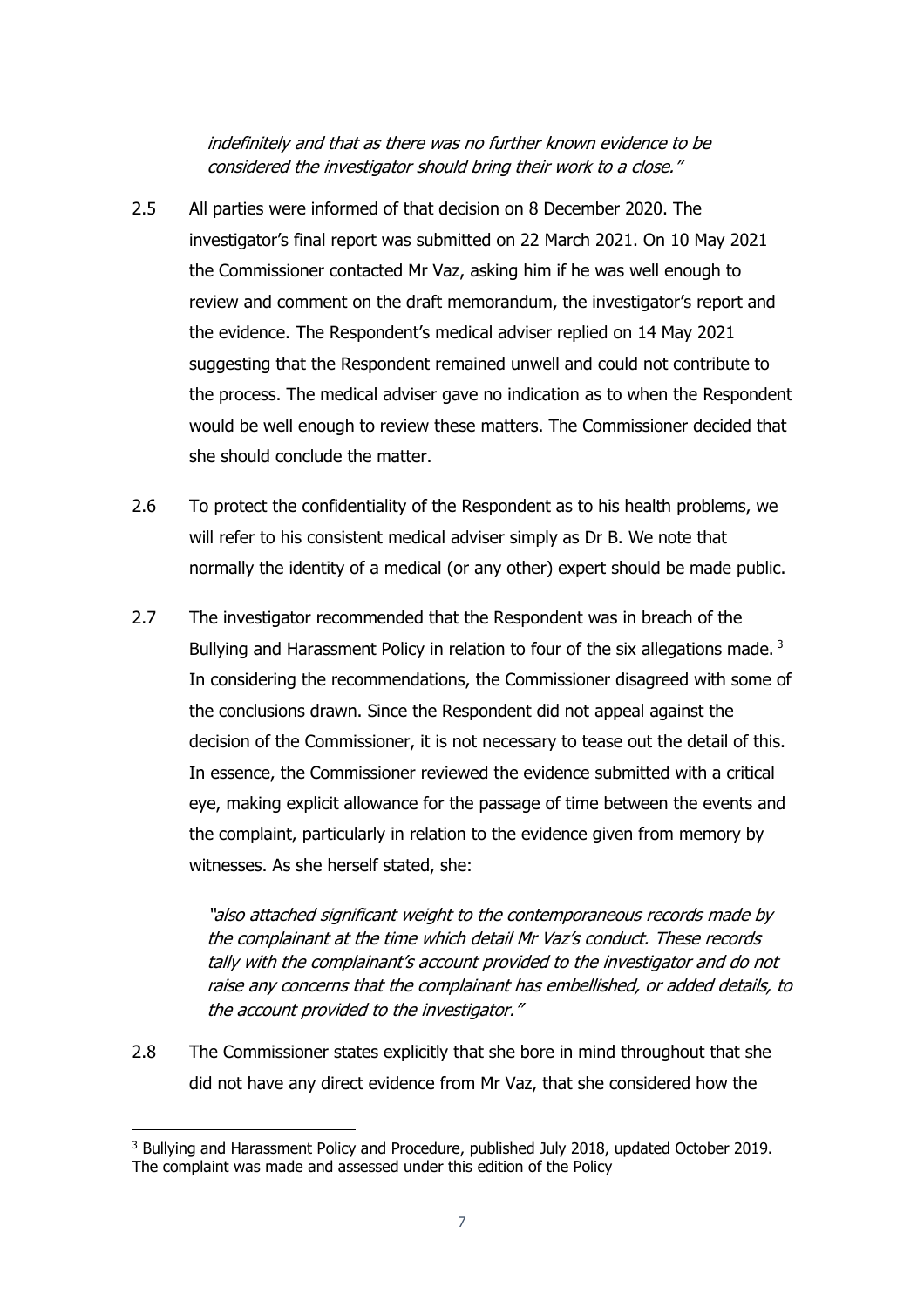*indefinitely and that as there was no further known evidence to be considered the investigator should bring their work to a close."*

2.5 All parties were informed of that decision on 8 December 2020. The investigator's final report was submitted on 22 March 2021. On 10 May 2021 the Commissioner contacted Mr Vaz, asking him if he was well enough to review and comment on the draft memorandum, the investigator's report and the evidence. The Respondent's medical adviser replied on 14 May 2021 suggesting that the Respondent remained unwell and could not contribute to the process. The medical adviser gave no indication as to when the Respondent would be well enough to review these matters. The Commissioner decided that she should conclude the matter.

2.6 To protect the confidentiality of the Respondent as to his health problems, we will refer to his consistent medical adviser simply as Dr B. We note that normally the identity of a medical (or any other) expert should be made public.

2.7 The investigator recommended that the Respondent was in breach of the Bullying and Harassment Policy in relation to four of the six allegations made.[3] In considering the recommendations, the Commissioner disagreed with some of the conclusions drawn. Since the Respondent did not appeal against the decision of the Commissioner, it is not necessary to tease out the detail of this. In essence, the Commissioner reviewed the evidence submitted with a critical eye, making explicit allowance for the passage of time between the events and the complaint, particularly in relation to the evidence given from memory by witnesses. As she herself stated, she:

> *"also attached significant weight to the contemporaneous records made by the complainant at the time which detail Mr Vaz's conduct. These records tally with the complainant's account provided to the investigator and do not raise any concerns that the complainant has embellished, or added details, to the account provided to the investigator."*

2.8 The Commissioner states explicitly that she bore in mind throughout that she did not have any direct evidence from Mr Vaz, that she considered how the

---

[3] Bullying and Harassment Policy and Procedure, published July 2018, updated October 2019. The complaint was made and assessed under this edition of the Policy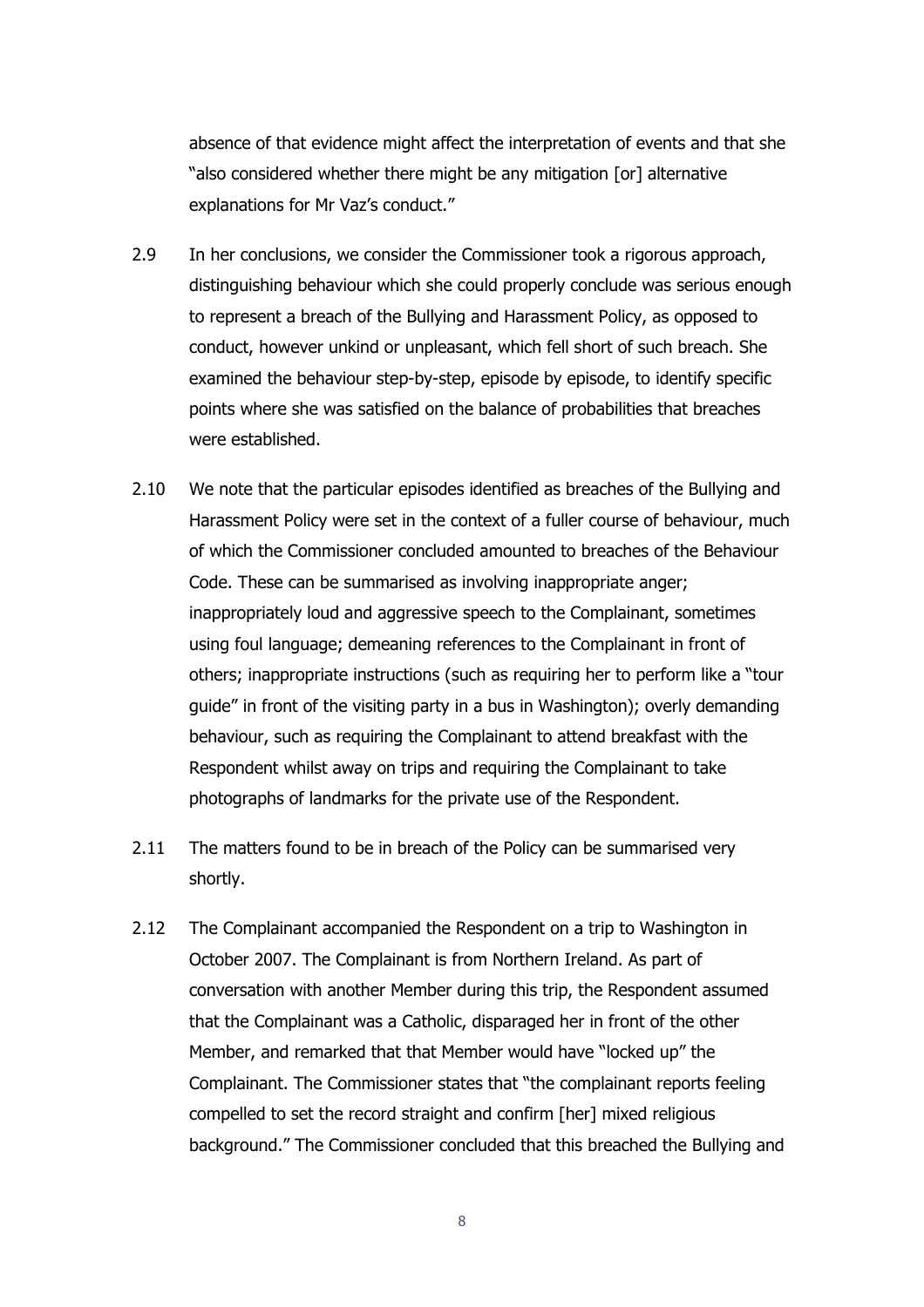absence of that evidence might affect the interpretation of events and that she "also considered whether there might be any mitigation [or] alternative explanations for Mr Vaz's conduct."

2.9 In her conclusions, we consider the Commissioner took a rigorous approach, distinguishing behaviour which she could properly conclude was serious enough to represent a breach of the Bullying and Harassment Policy, as opposed to conduct, however unkind or unpleasant, which fell short of such breach. She examined the behaviour step-by-step, episode by episode, to identify specific points where she was satisfied on the balance of probabilities that breaches were established.

2.10 We note that the particular episodes identified as breaches of the Bullying and Harassment Policy were set in the context of a fuller course of behaviour, much of which the Commissioner concluded amounted to breaches of the Behaviour Code. These can be summarised as involving inappropriate anger; inappropriately loud and aggressive speech to the Complainant, sometimes using foul language; demeaning references to the Complainant in front of others; inappropriate instructions (such as requiring her to perform like a "tour guide" in front of the visiting party in a bus in Washington); overly demanding behaviour, such as requiring the Complainant to attend breakfast with the Respondent whilst away on trips and requiring the Complainant to take photographs of landmarks for the private use of the Respondent.

2.11 The matters found to be in breach of the Policy can be summarised very shortly.

2.12 The Complainant accompanied the Respondent on a trip to Washington in October 2007. The Complainant is from Northern Ireland. As part of conversation with another Member during this trip, the Respondent assumed that the Complainant was a Catholic, disparaged her in front of the other Member, and remarked that that Member would have "locked up" the Complainant. The Commissioner states that "the complainant reports feeling compelled to set the record straight and confirm [her] mixed religious background." The Commissioner concluded that this breached the Bullying and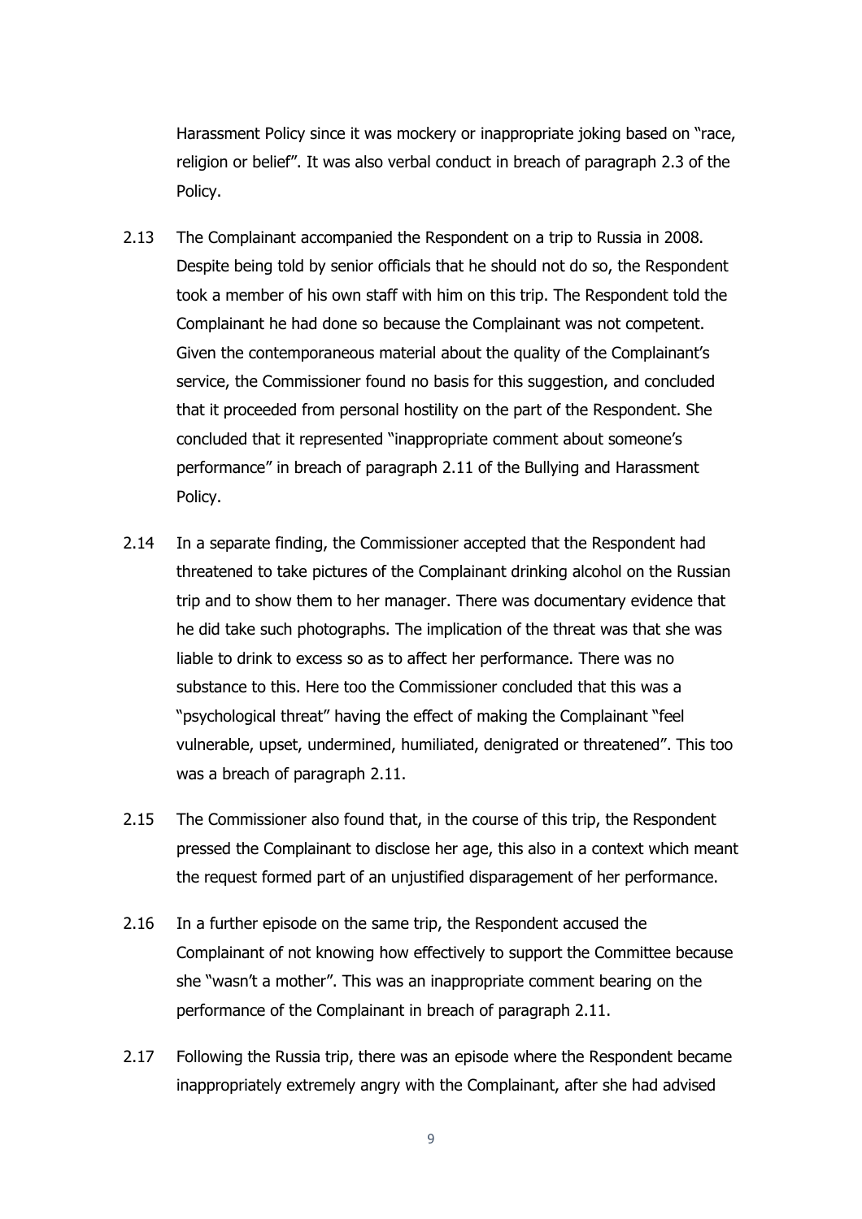Harassment Policy since it was mockery or inappropriate joking based on "race, religion or belief". It was also verbal conduct in breach of paragraph 2.3 of the Policy.

2.13 The Complainant accompanied the Respondent on a trip to Russia in 2008. Despite being told by senior officials that he should not do so, the Respondent took a member of his own staff with him on this trip. The Respondent told the Complainant he had done so because the Complainant was not competent. Given the contemporaneous material about the quality of the Complainant's service, the Commissioner found no basis for this suggestion, and concluded that it proceeded from personal hostility on the part of the Respondent. She concluded that it represented "inappropriate comment about someone's performance" in breach of paragraph 2.11 of the Bullying and Harassment Policy.

2.14 In a separate finding, the Commissioner accepted that the Respondent had threatened to take pictures of the Complainant drinking alcohol on the Russian trip and to show them to her manager. There was documentary evidence that he did take such photographs. The implication of the threat was that she was liable to drink to excess so as to affect her performance. There was no substance to this. Here too the Commissioner concluded that this was a "psychological threat" having the effect of making the Complainant "feel vulnerable, upset, undermined, humiliated, denigrated or threatened". This too was a breach of paragraph 2.11.

2.15 The Commissioner also found that, in the course of this trip, the Respondent pressed the Complainant to disclose her age, this also in a context which meant the request formed part of an unjustified disparagement of her performance.

2.16 In a further episode on the same trip, the Respondent accused the Complainant of not knowing how effectively to support the Committee because she "wasn't a mother". This was an inappropriate comment bearing on the performance of the Complainant in breach of paragraph 2.11.

2.17 Following the Russia trip, there was an episode where the Respondent became inappropriately extremely angry with the Complainant, after she had advised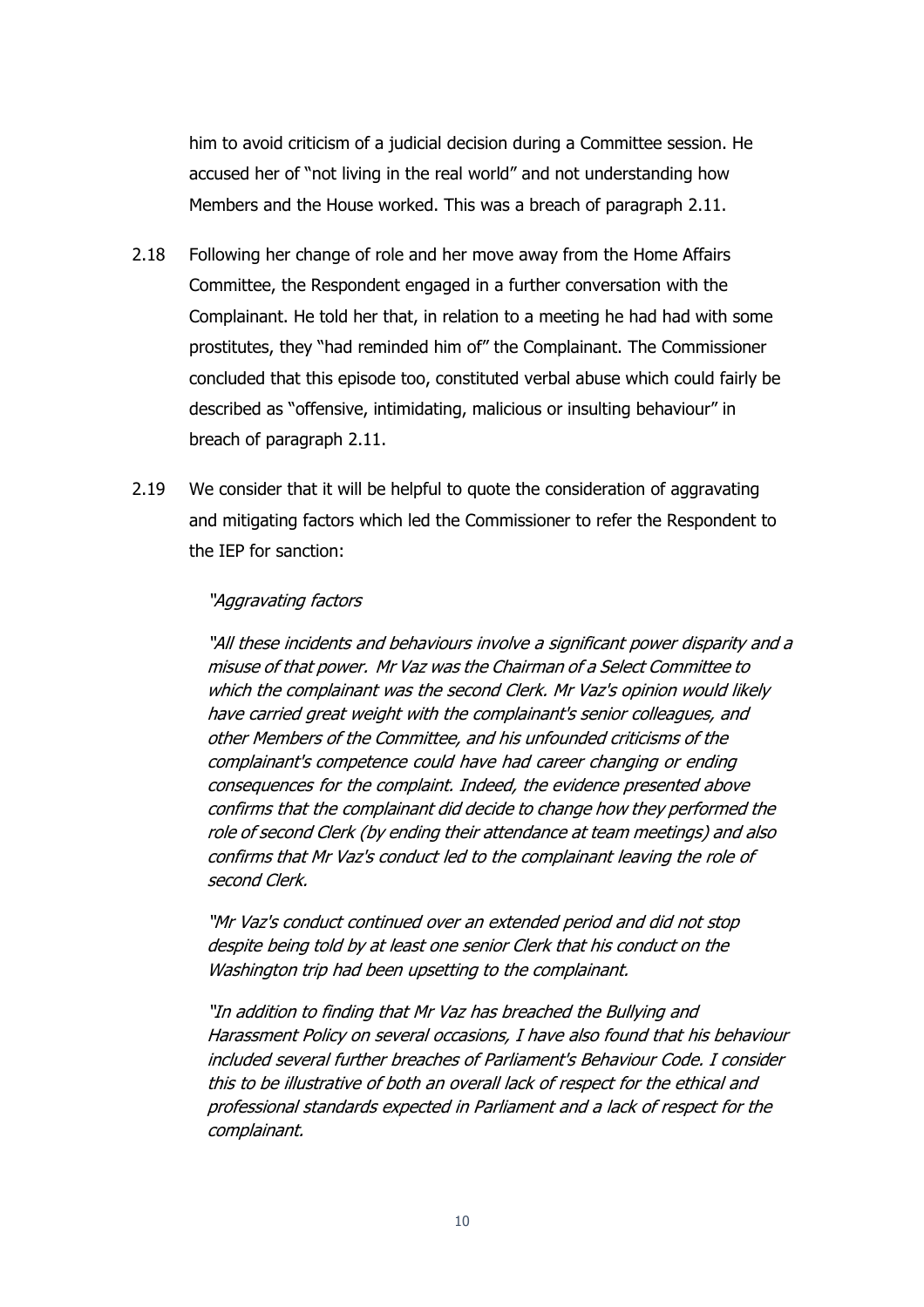him to avoid criticism of a judicial decision during a Committee session. He accused her of "not living in the real world" and not understanding how Members and the House worked. This was a breach of paragraph 2.11.

2.18 Following her change of role and her move away from the Home Affairs Committee, the Respondent engaged in a further conversation with the Complainant. He told her that, in relation to a meeting he had had with some prostitutes, they "had reminded him of" the Complainant. The Commissioner concluded that this episode too, constituted verbal abuse which could fairly be described as "offensive, intimidating, malicious or insulting behaviour" in breach of paragraph 2.11.

2.19 We consider that it will be helpful to quote the consideration of aggravating and mitigating factors which led the Commissioner to refer the Respondent to the IEP for sanction:

> *"Aggravating factors*
>
> *"All these incidents and behaviours involve a significant power disparity and a misuse of that power. Mr Vaz was the Chairman of a Select Committee to which the complainant was the second Clerk. Mr Vaz's opinion would likely have carried great weight with the complainant's senior colleagues, and other Members of the Committee, and his unfounded criticisms of the complainant's competence could have had career changing or ending consequences for the complaint. Indeed, the evidence presented above confirms that the complainant did decide to change how they performed the role of second Clerk (by ending their attendance at team meetings) and also confirms that Mr Vaz's conduct led to the complainant leaving the role of second Clerk.*
>
> *"Mr Vaz's conduct continued over an extended period and did not stop despite being told by at least one senior Clerk that his conduct on the Washington trip had been upsetting to the complainant.*
>
> *"In addition to finding that Mr Vaz has breached the Bullying and Harassment Policy on several occasions, I have also found that his behaviour included several further breaches of Parliament's Behaviour Code. I consider this to be illustrative of both an overall lack of respect for the ethical and professional standards expected in Parliament and a lack of respect for the complainant.*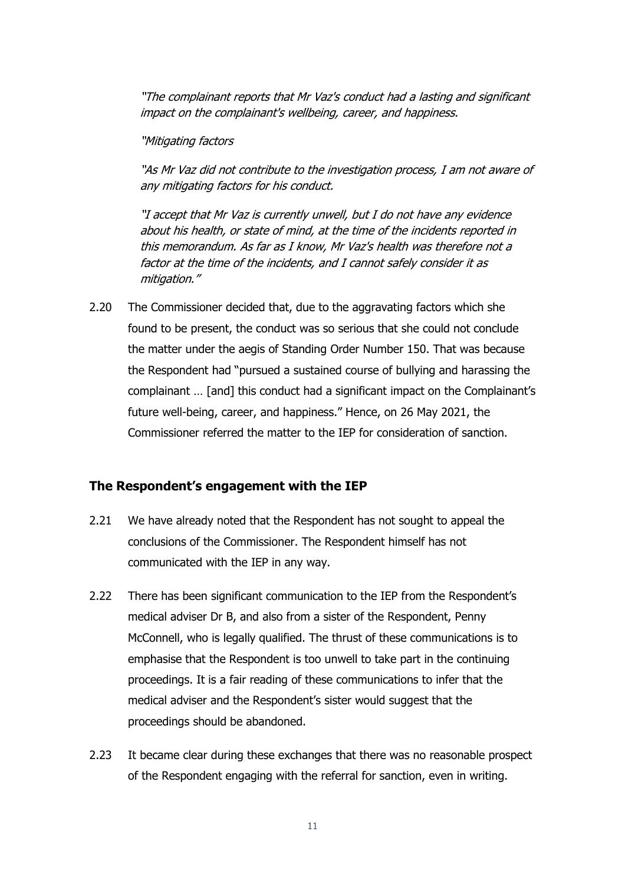*"The complainant reports that Mr Vaz's conduct had a lasting and significant impact on the complainant's wellbeing, career, and happiness.*

*"Mitigating factors*

*"As Mr Vaz did not contribute to the investigation process, I am not aware of any mitigating factors for his conduct.*

*"I accept that Mr Vaz is currently unwell, but I do not have any evidence about his health, or state of mind, at the time of the incidents reported in this memorandum. As far as I know, Mr Vaz's health was therefore not a factor at the time of the incidents, and I cannot safely consider it as mitigation."*

2.20 The Commissioner decided that, due to the aggravating factors which she found to be present, the conduct was so serious that she could not conclude the matter under the aegis of Standing Order Number 150. That was because the Respondent had "pursued a sustained course of bullying and harassing the complainant … [and] this conduct had a significant impact on the Complainant's future well-being, career, and happiness." Hence, on 26 May 2021, the Commissioner referred the matter to the IEP for consideration of sanction.

## The Respondent's engagement with the IEP

2.21 We have already noted that the Respondent has not sought to appeal the conclusions of the Commissioner. The Respondent himself has not communicated with the IEP in any way.

2.22 There has been significant communication to the IEP from the Respondent's medical adviser Dr B, and also from a sister of the Respondent, Penny McConnell, who is legally qualified. The thrust of these communications is to emphasise that the Respondent is too unwell to take part in the continuing proceedings. It is a fair reading of these communications to infer that the medical adviser and the Respondent's sister would suggest that the proceedings should be abandoned.

2.23 It became clear during these exchanges that there was no reasonable prospect of the Respondent engaging with the referral for sanction, even in writing.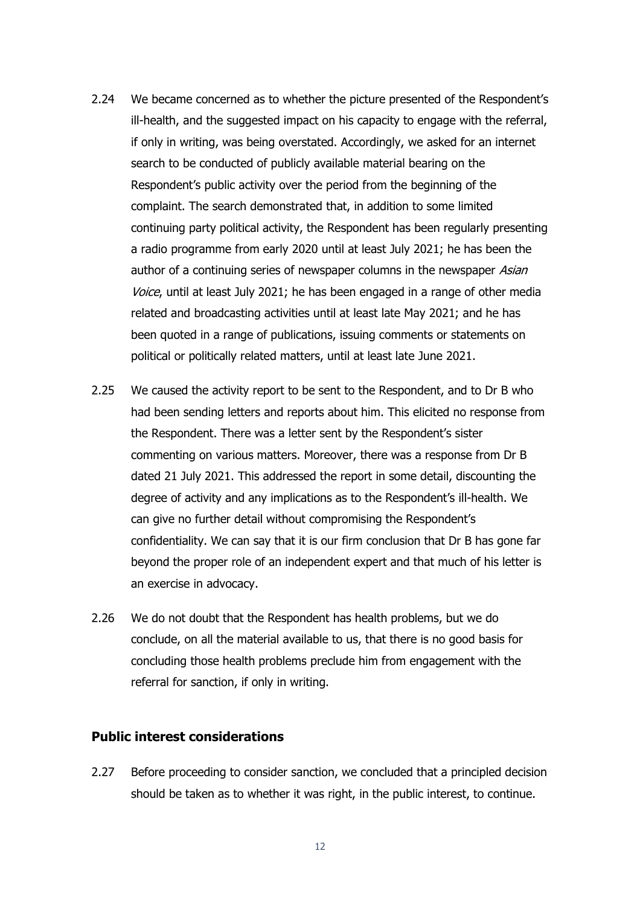2.24 We became concerned as to whether the picture presented of the Respondent's ill-health, and the suggested impact on his capacity to engage with the referral, if only in writing, was being overstated. Accordingly, we asked for an internet search to be conducted of publicly available material bearing on the Respondent's public activity over the period from the beginning of the complaint. The search demonstrated that, in addition to some limited continuing party political activity, the Respondent has been regularly presenting a radio programme from early 2020 until at least July 2021; he has been the author of a continuing series of newspaper columns in the newspaper *Asian Voice*, until at least July 2021; he has been engaged in a range of other media related and broadcasting activities until at least late May 2021; and he has been quoted in a range of publications, issuing comments or statements on political or politically related matters, until at least late June 2021.

2.25 We caused the activity report to be sent to the Respondent, and to Dr B who had been sending letters and reports about him. This elicited no response from the Respondent. There was a letter sent by the Respondent's sister commenting on various matters. Moreover, there was a response from Dr B dated 21 July 2021. This addressed the report in some detail, discounting the degree of activity and any implications as to the Respondent's ill-health. We can give no further detail without compromising the Respondent's confidentiality. We can say that it is our firm conclusion that Dr B has gone far beyond the proper role of an independent expert and that much of his letter is an exercise in advocacy.

2.26 We do not doubt that the Respondent has health problems, but we do conclude, on all the material available to us, that there is no good basis for concluding those health problems preclude him from engagement with the referral for sanction, if only in writing.

## Public interest considerations

2.27 Before proceeding to consider sanction, we concluded that a principled decision should be taken as to whether it was right, in the public interest, to continue.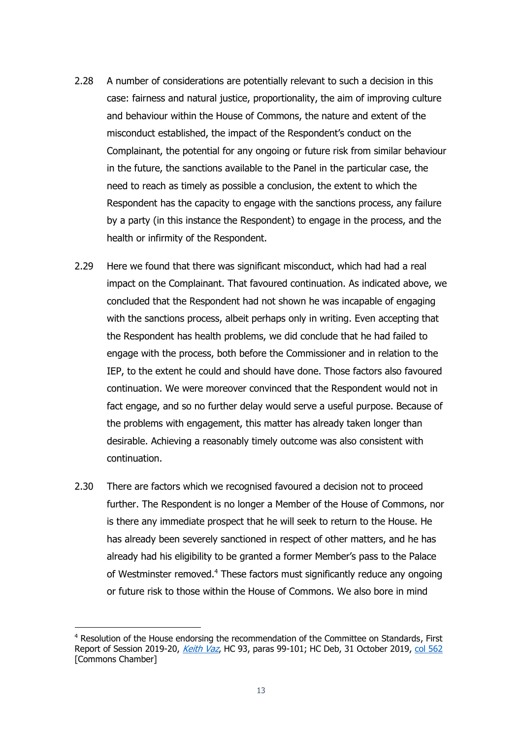2.28 A number of considerations are potentially relevant to such a decision in this case: fairness and natural justice, proportionality, the aim of improving culture and behaviour within the House of Commons, the nature and extent of the misconduct established, the impact of the Respondent's conduct on the Complainant, the potential for any ongoing or future risk from similar behaviour in the future, the sanctions available to the Panel in the particular case, the need to reach as timely as possible a conclusion, the extent to which the Respondent has the capacity to engage with the sanctions process, any failure by a party (in this instance the Respondent) to engage in the process, and the health or infirmity of the Respondent.

2.29 Here we found that there was significant misconduct, which had had a real impact on the Complainant. That favoured continuation. As indicated above, we concluded that the Respondent had not shown he was incapable of engaging with the sanctions process, albeit perhaps only in writing. Even accepting that the Respondent has health problems, we did conclude that he had failed to engage with the process, both before the Commissioner and in relation to the IEP, to the extent he could and should have done. Those factors also favoured continuation. We were moreover convinced that the Respondent would not in fact engage, and so no further delay would serve a useful purpose. Because of the problems with engagement, this matter has already taken longer than desirable. Achieving a reasonably timely outcome was also consistent with continuation.

2.30 There are factors which we recognised favoured a decision not to proceed further. The Respondent is no longer a Member of the House of Commons, nor is there any immediate prospect that he will seek to return to the House. He has already been severely sanctioned in respect of other matters, and he has already had his eligibility to be granted a former Member's pass to the Palace of Westminster removed.[4] These factors must significantly reduce any ongoing or future risk to those within the House of Commons. We also bore in mind

---

[4] Resolution of the House endorsing the recommendation of the Committee on Standards, First Report of Session 2019-20, *Keith Vaz*, HC 93, paras 99-101; HC Deb, 31 October 2019, col 562 [Commons Chamber]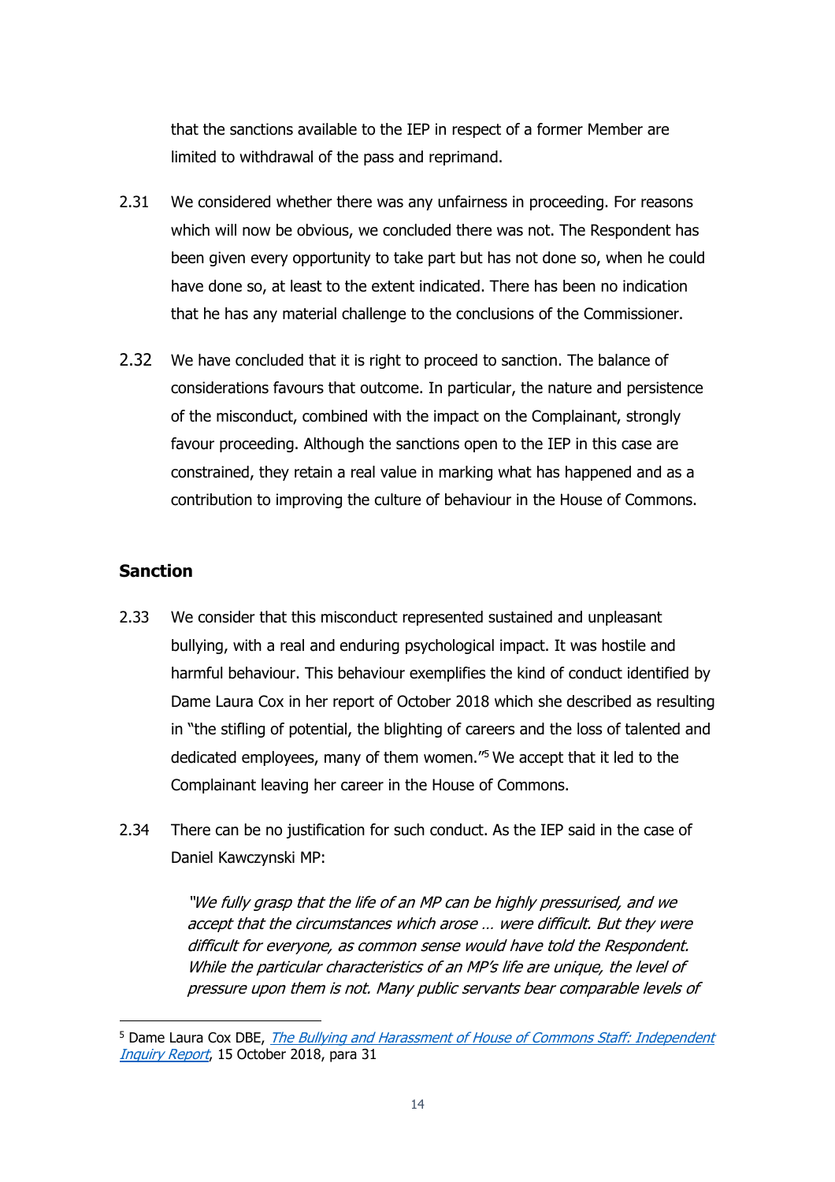that the sanctions available to the IEP in respect of a former Member are limited to withdrawal of the pass and reprimand.

2.31 We considered whether there was any unfairness in proceeding. For reasons which will now be obvious, we concluded there was not. The Respondent has been given every opportunity to take part but has not done so, when he could have done so, at least to the extent indicated. There has been no indication that he has any material challenge to the conclusions of the Commissioner.

2.32 We have concluded that it is right to proceed to sanction. The balance of considerations favours that outcome. In particular, the nature and persistence of the misconduct, combined with the impact on the Complainant, strongly favour proceeding. Although the sanctions open to the IEP in this case are constrained, they retain a real value in marking what has happened and as a contribution to improving the culture of behaviour in the House of Commons.

## Sanction

2.33 We consider that this misconduct represented sustained and unpleasant bullying, with a real and enduring psychological impact. It was hostile and harmful behaviour. This behaviour exemplifies the kind of conduct identified by Dame Laura Cox in her report of October 2018 which she described as resulting in "the stifling of potential, the blighting of careers and the loss of talented and dedicated employees, many of them women."[5] We accept that it led to the Complainant leaving her career in the House of Commons.

2.34 There can be no justification for such conduct. As the IEP said in the case of Daniel Kawczynski MP:

> *"We fully grasp that the life of an MP can be highly pressurised, and we accept that the circumstances which arose … were difficult. But they were difficult for everyone, as common sense would have told the Respondent. While the particular characteristics of an MP's life are unique, the level of pressure upon them is not. Many public servants bear comparable levels of*

[5] Dame Laura Cox DBE, *The Bullying and Harassment of House of Commons Staff: Independent Inquiry Report*, 15 October 2018, para 31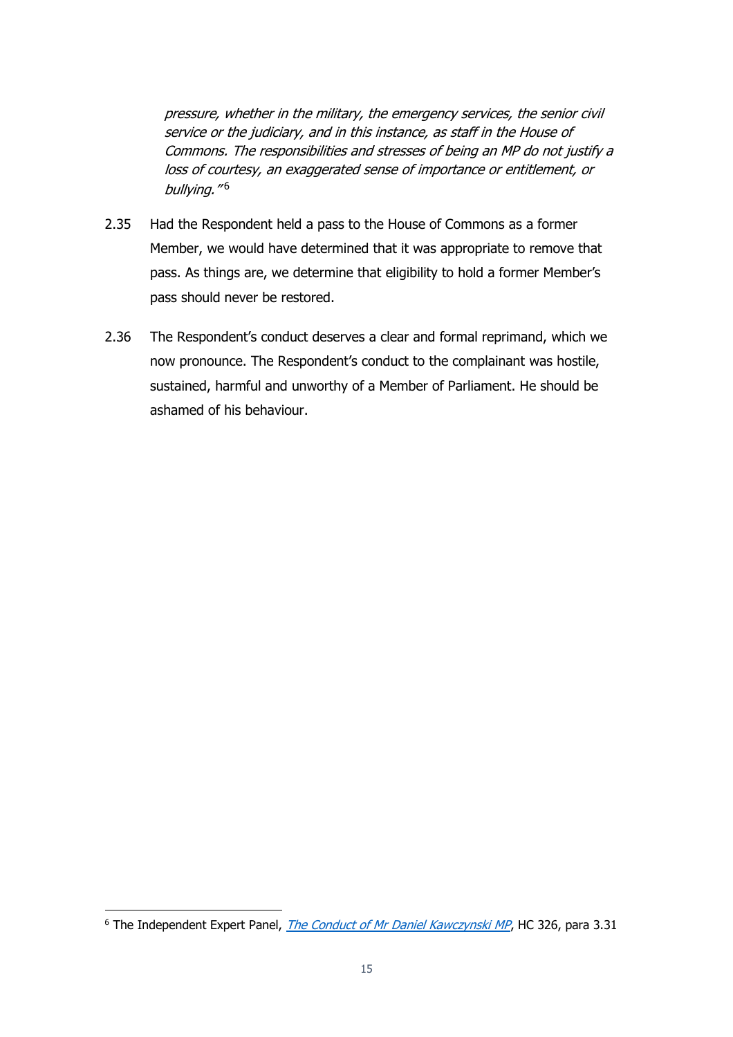*pressure, whether in the military, the emergency services, the senior civil service or the judiciary, and in this instance, as staff in the House of Commons. The responsibilities and stresses of being an MP do not justify a loss of courtesy, an exaggerated sense of importance or entitlement, or bullying."*[6]

2.35 Had the Respondent held a pass to the House of Commons as a former Member, we would have determined that it was appropriate to remove that pass. As things are, we determine that eligibility to hold a former Member's pass should never be restored.

2.36 The Respondent's conduct deserves a clear and formal reprimand, which we now pronounce. The Respondent's conduct to the complainant was hostile, sustained, harmful and unworthy of a Member of Parliament. He should be ashamed of his behaviour.

---

[6] The Independent Expert Panel, *The Conduct of Mr Daniel Kawczynski MP*, HC 326, para 3.31